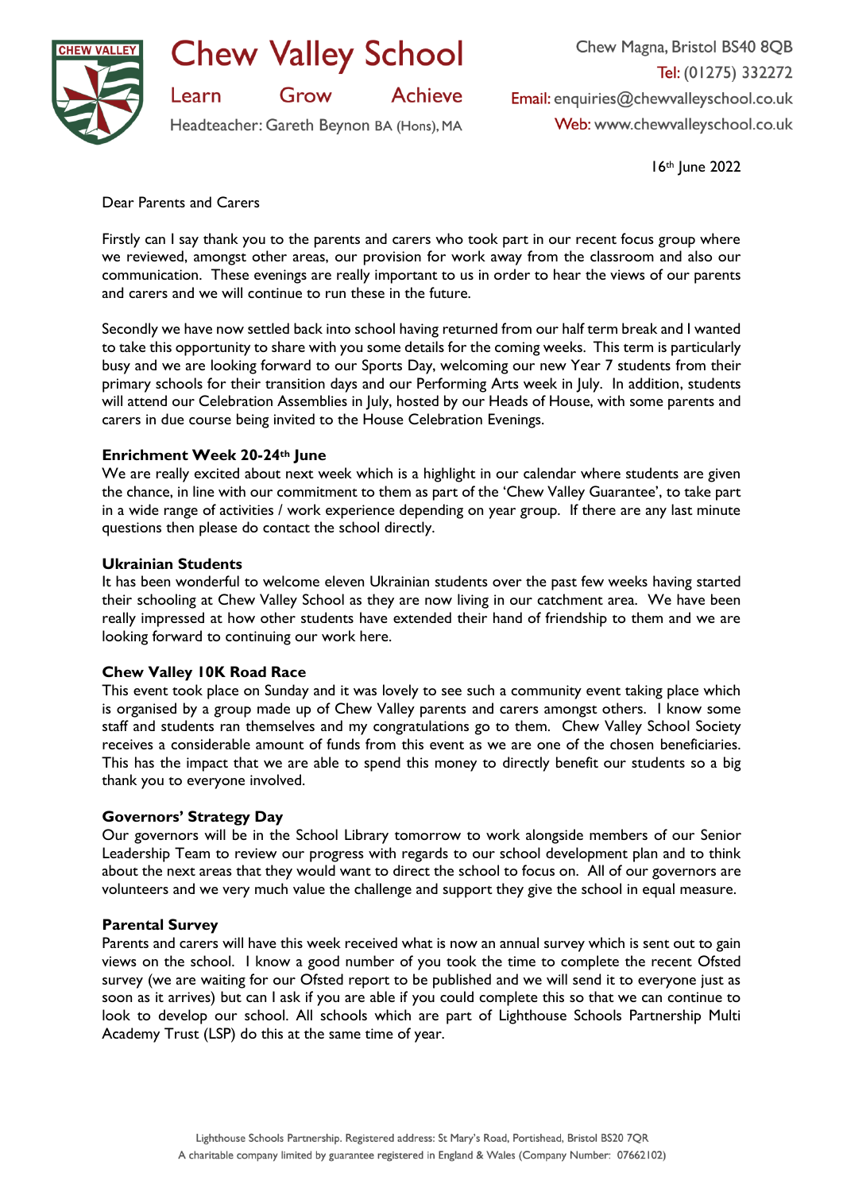# Chew Valley School

Learn Grow Achieve

Headteacher: Gareth Beynon BA (Hons), MA

Chew Magna, Bristol BS40 8QB
Tel: (01275) 332272
Email: enquiries@chewvalleyschool.co.uk
Web: www.chewvalleyschool.co.uk

16th June 2022

Dear Parents and Carers

Firstly can I say thank you to the parents and carers who took part in our recent focus group where we reviewed, amongst other areas, our provision for work away from the classroom and also our communication. These evenings are really important to us in order to hear the views of our parents and carers and we will continue to run these in the future.

Secondly we have now settled back into school having returned from our half term break and I wanted to take this opportunity to share with you some details for the coming weeks. This term is particularly busy and we are looking forward to our Sports Day, welcoming our new Year 7 students from their primary schools for their transition days and our Performing Arts week in July. In addition, students will attend our Celebration Assemblies in July, hosted by our Heads of House, with some parents and carers in due course being invited to the House Celebration Evenings.

**Enrichment Week 20-24th June**

We are really excited about next week which is a highlight in our calendar where students are given the chance, in line with our commitment to them as part of the 'Chew Valley Guarantee', to take part in a wide range of activities / work experience depending on year group. If there are any last minute questions then please do contact the school directly.

**Ukrainian Students**

It has been wonderful to welcome eleven Ukrainian students over the past few weeks having started their schooling at Chew Valley School as they are now living in our catchment area. We have been really impressed at how other students have extended their hand of friendship to them and we are looking forward to continuing our work here.

**Chew Valley 10K Road Race**

This event took place on Sunday and it was lovely to see such a community event taking place which is organised by a group made up of Chew Valley parents and carers amongst others. I know some staff and students ran themselves and my congratulations go to them. Chew Valley School Society receives a considerable amount of funds from this event as we are one of the chosen beneficiaries. This has the impact that we are able to spend this money to directly benefit our students so a big thank you to everyone involved.

**Governors' Strategy Day**

Our governors will be in the School Library tomorrow to work alongside members of our Senior Leadership Team to review our progress with regards to our school development plan and to think about the next areas that they would want to direct the school to focus on. All of our governors are volunteers and we very much value the challenge and support they give the school in equal measure.

**Parental Survey**

Parents and carers will have this week received what is now an annual survey which is sent out to gain views on the school. I know a good number of you took the time to complete the recent Ofsted survey (we are waiting for our Ofsted report to be published and we will send it to everyone just as soon as it arrives) but can I ask if you are able if you could complete this so that we can continue to look to develop our school. All schools which are part of Lighthouse Schools Partnership Multi Academy Trust (LSP) do this at the same time of year.

Lighthouse Schools Partnership. Registered address: St Mary's Road, Portishead, Bristol BS20 7QR
A charitable company limited by guarantee registered in England & Wales (Company Number: 07662102)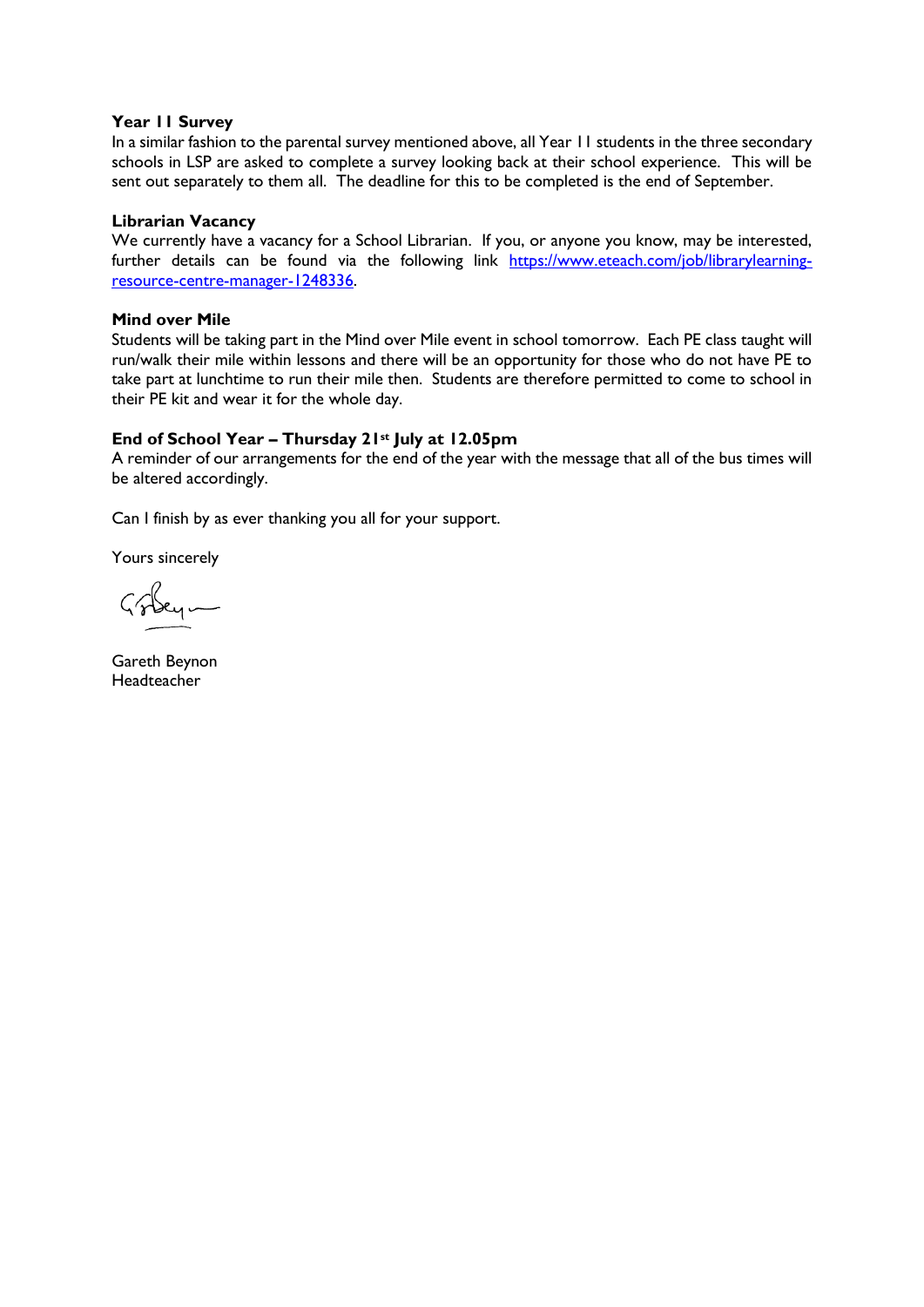**Year 11 Survey**
In a similar fashion to the parental survey mentioned above, all Year 11 students in the three secondary schools in LSP are asked to complete a survey looking back at their school experience. This will be sent out separately to them all. The deadline for this to be completed is the end of September.

**Librarian Vacancy**
We currently have a vacancy for a School Librarian. If you, or anyone you know, may be interested, further details can be found via the following link [https://www.eteach.com/job/librarylearning-resource-centre-manager-1248336](https://www.eteach.com/job/librarylearning-resource-centre-manager-1248336).

**Mind over Mile**
Students will be taking part in the Mind over Mile event in school tomorrow. Each PE class taught will run/walk their mile within lessons and there will be an opportunity for those who do not have PE to take part at lunchtime to run their mile then. Students are therefore permitted to come to school in their PE kit and wear it for the whole day.

**End of School Year – Thursday 21st July at 12.05pm**
A reminder of our arrangements for the end of the year with the message that all of the bus times will be altered accordingly.

Can I finish by as ever thanking you all for your support.

Yours sincerely

Gareth Beynon
Headteacher